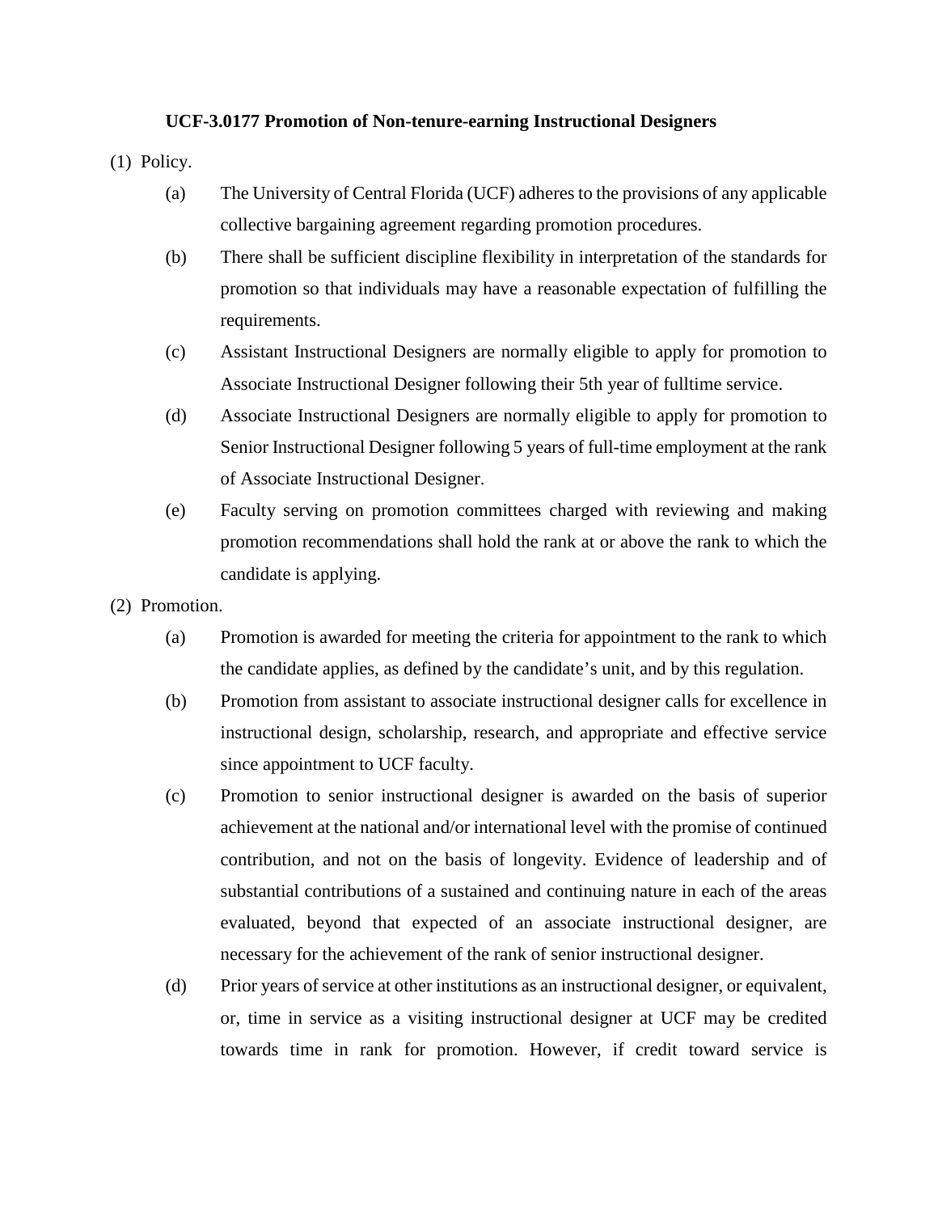**UCF-3.0177 Promotion of Non-tenure-earning Instructional Designers**

(1) Policy.

- (a) The University of Central Florida (UCF) adheres to the provisions of any applicable collective bargaining agreement regarding promotion procedures.
- (b) There shall be sufficient discipline flexibility in interpretation of the standards for promotion so that individuals may have a reasonable expectation of fulfilling the requirements.
- (c) Assistant Instructional Designers are normally eligible to apply for promotion to Associate Instructional Designer following their 5th year of fulltime service.
- (d) Associate Instructional Designers are normally eligible to apply for promotion to Senior Instructional Designer following 5 years of full-time employment at the rank of Associate Instructional Designer.
- (e) Faculty serving on promotion committees charged with reviewing and making promotion recommendations shall hold the rank at or above the rank to which the candidate is applying.

(2) Promotion.

- (a) Promotion is awarded for meeting the criteria for appointment to the rank to which the candidate applies, as defined by the candidate's unit, and by this regulation.
- (b) Promotion from assistant to associate instructional designer calls for excellence in instructional design, scholarship, research, and appropriate and effective service since appointment to UCF faculty.
- (c) Promotion to senior instructional designer is awarded on the basis of superior achievement at the national and/or international level with the promise of continued contribution, and not on the basis of longevity. Evidence of leadership and of substantial contributions of a sustained and continuing nature in each of the areas evaluated, beyond that expected of an associate instructional designer, are necessary for the achievement of the rank of senior instructional designer.
- (d) Prior years of service at other institutions as an instructional designer, or equivalent, or, time in service as a visiting instructional designer at UCF may be credited towards time in rank for promotion. However, if credit toward service is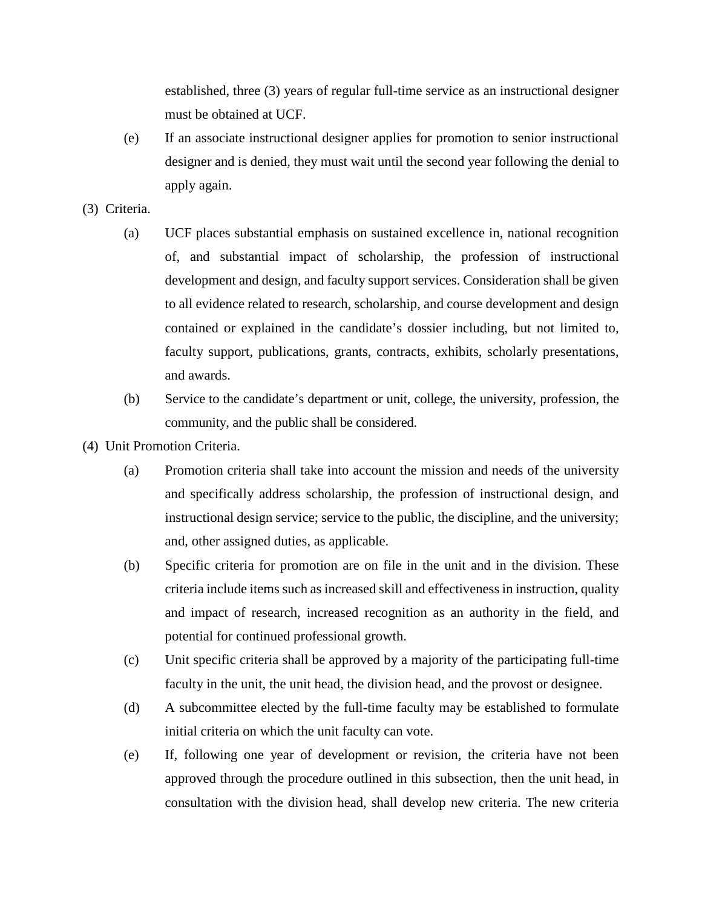established, three (3) years of regular full-time service as an instructional designer must be obtained at UCF.

(e) If an associate instructional designer applies for promotion to senior instructional designer and is denied, they must wait until the second year following the denial to apply again.

(3) Criteria.

(a) UCF places substantial emphasis on sustained excellence in, national recognition of, and substantial impact of scholarship, the profession of instructional development and design, and faculty support services. Consideration shall be given to all evidence related to research, scholarship, and course development and design contained or explained in the candidate's dossier including, but not limited to, faculty support, publications, grants, contracts, exhibits, scholarly presentations, and awards.

(b) Service to the candidate's department or unit, college, the university, profession, the community, and the public shall be considered.

(4) Unit Promotion Criteria.

(a) Promotion criteria shall take into account the mission and needs of the university and specifically address scholarship, the profession of instructional design, and instructional design service; service to the public, the discipline, and the university; and, other assigned duties, as applicable.

(b) Specific criteria for promotion are on file in the unit and in the division. These criteria include items such as increased skill and effectiveness in instruction, quality and impact of research, increased recognition as an authority in the field, and potential for continued professional growth.

(c) Unit specific criteria shall be approved by a majority of the participating full-time faculty in the unit, the unit head, the division head, and the provost or designee.

(d) A subcommittee elected by the full-time faculty may be established to formulate initial criteria on which the unit faculty can vote.

(e) If, following one year of development or revision, the criteria have not been approved through the procedure outlined in this subsection, then the unit head, in consultation with the division head, shall develop new criteria. The new criteria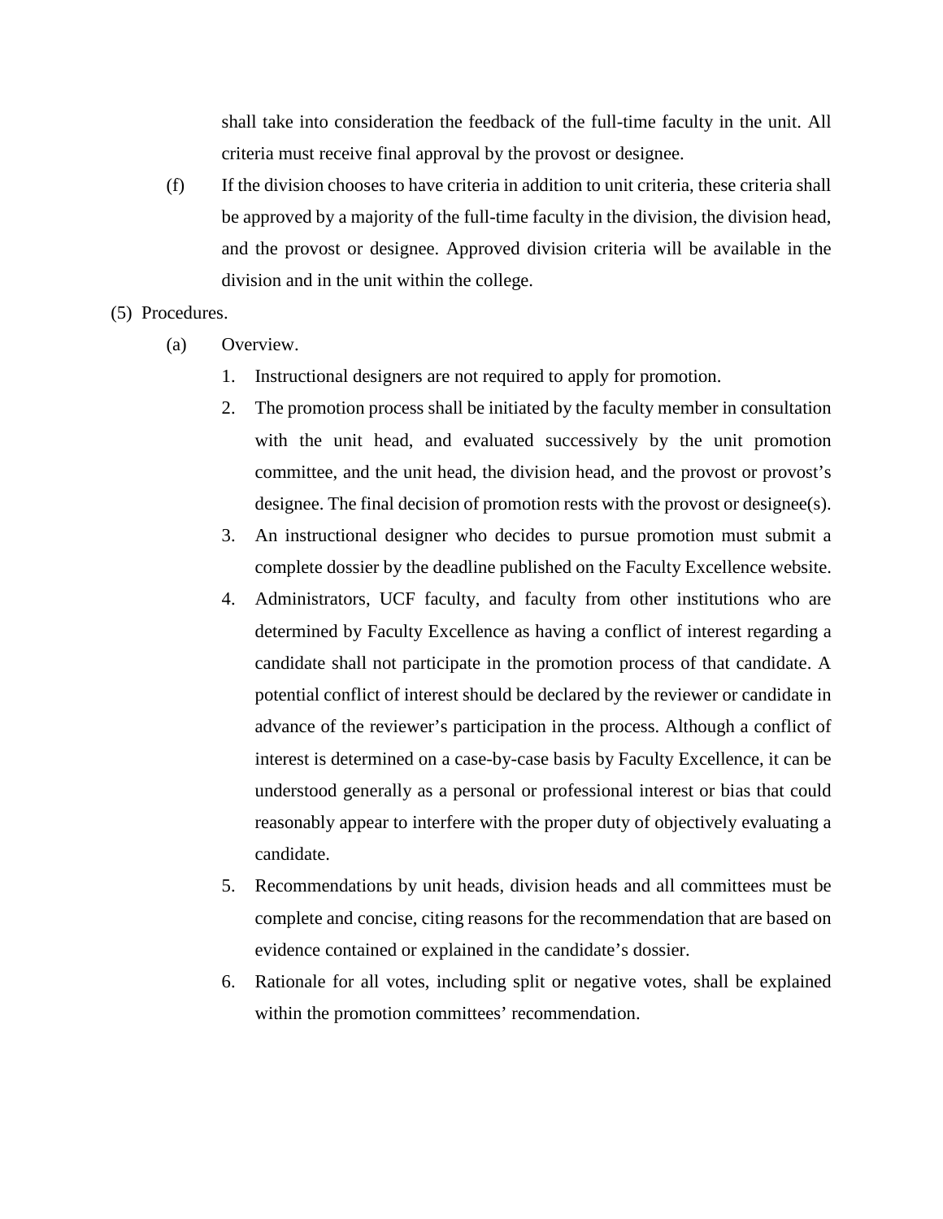shall take into consideration the feedback of the full-time faculty in the unit. All criteria must receive final approval by the provost or designee.

(f) If the division chooses to have criteria in addition to unit criteria, these criteria shall be approved by a majority of the full-time faculty in the division, the division head, and the provost or designee. Approved division criteria will be available in the division and in the unit within the college.

(5) Procedures.

(a) Overview.

1. Instructional designers are not required to apply for promotion.
2. The promotion process shall be initiated by the faculty member in consultation with the unit head, and evaluated successively by the unit promotion committee, and the unit head, the division head, and the provost or provost's designee. The final decision of promotion rests with the provost or designee(s).
3. An instructional designer who decides to pursue promotion must submit a complete dossier by the deadline published on the Faculty Excellence website.
4. Administrators, UCF faculty, and faculty from other institutions who are determined by Faculty Excellence as having a conflict of interest regarding a candidate shall not participate in the promotion process of that candidate. A potential conflict of interest should be declared by the reviewer or candidate in advance of the reviewer's participation in the process. Although a conflict of interest is determined on a case-by-case basis by Faculty Excellence, it can be understood generally as a personal or professional interest or bias that could reasonably appear to interfere with the proper duty of objectively evaluating a candidate.
5. Recommendations by unit heads, division heads and all committees must be complete and concise, citing reasons for the recommendation that are based on evidence contained or explained in the candidate's dossier.
6. Rationale for all votes, including split or negative votes, shall be explained within the promotion committees' recommendation.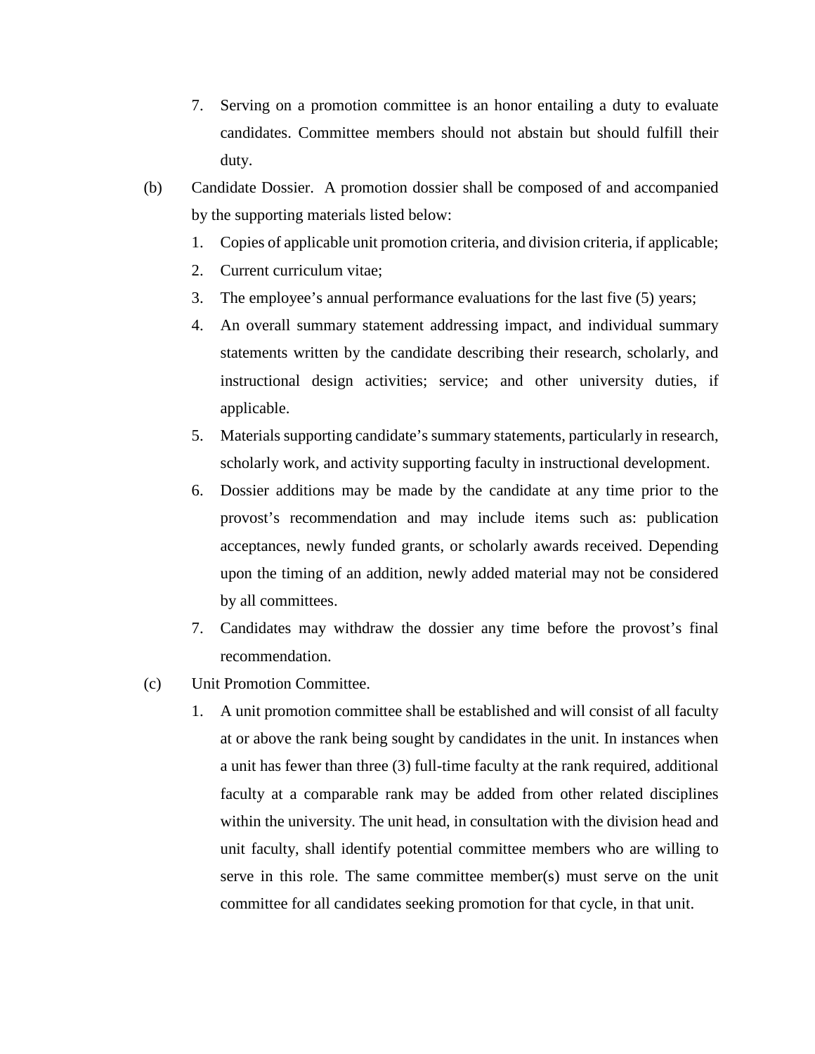7. Serving on a promotion committee is an honor entailing a duty to evaluate candidates. Committee members should not abstain but should fulfill their duty.

(b) Candidate Dossier. A promotion dossier shall be composed of and accompanied by the supporting materials listed below:

1. Copies of applicable unit promotion criteria, and division criteria, if applicable;
2. Current curriculum vitae;
3. The employee's annual performance evaluations for the last five (5) years;
4. An overall summary statement addressing impact, and individual summary statements written by the candidate describing their research, scholarly, and instructional design activities; service; and other university duties, if applicable.
5. Materials supporting candidate's summary statements, particularly in research, scholarly work, and activity supporting faculty in instructional development.
6. Dossier additions may be made by the candidate at any time prior to the provost's recommendation and may include items such as: publication acceptances, newly funded grants, or scholarly awards received. Depending upon the timing of an addition, newly added material may not be considered by all committees.
7. Candidates may withdraw the dossier any time before the provost's final recommendation.

(c) Unit Promotion Committee.

1. A unit promotion committee shall be established and will consist of all faculty at or above the rank being sought by candidates in the unit. In instances when a unit has fewer than three (3) full-time faculty at the rank required, additional faculty at a comparable rank may be added from other related disciplines within the university. The unit head, in consultation with the division head and unit faculty, shall identify potential committee members who are willing to serve in this role. The same committee member(s) must serve on the unit committee for all candidates seeking promotion for that cycle, in that unit.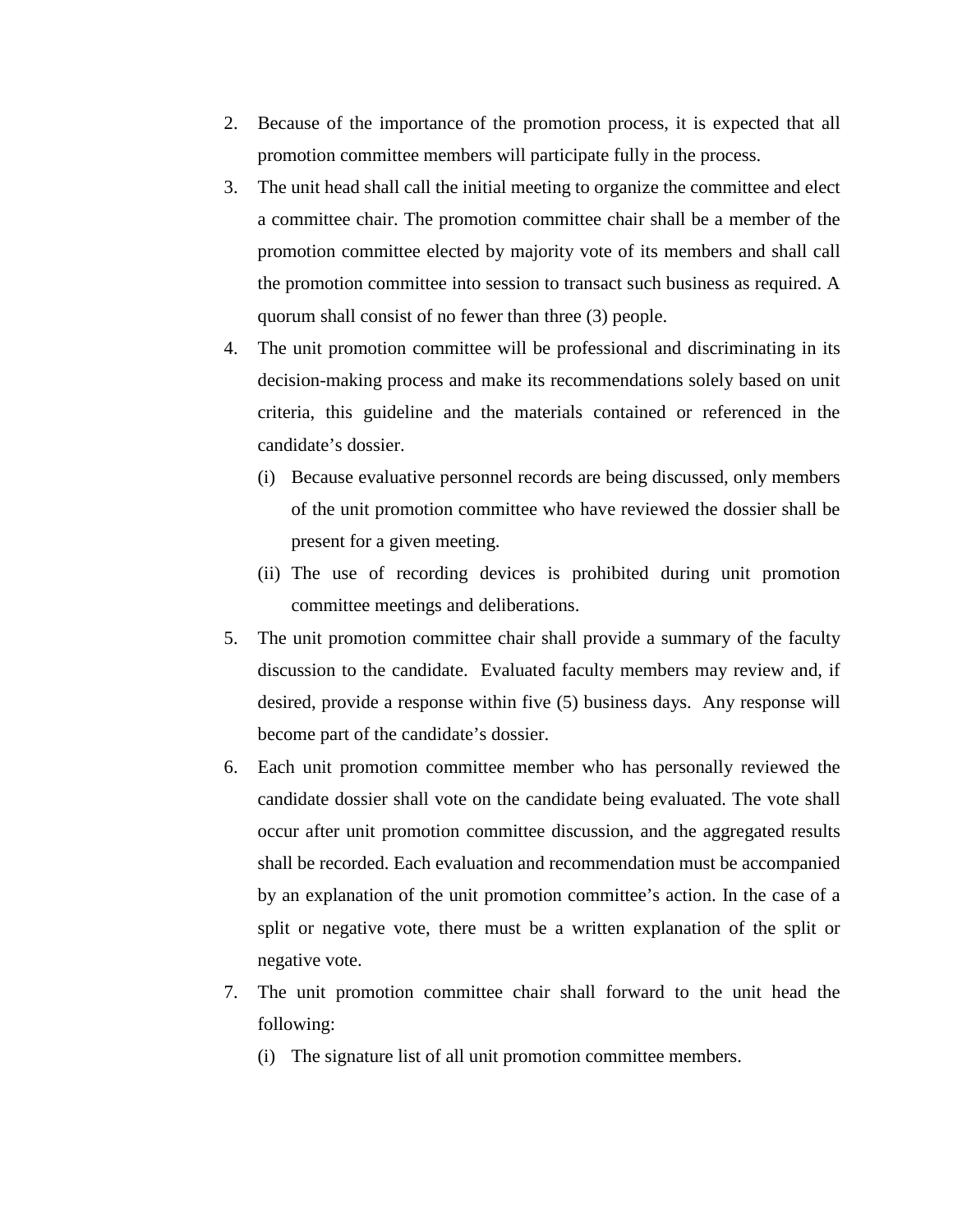2. Because of the importance of the promotion process, it is expected that all promotion committee members will participate fully in the process.
3. The unit head shall call the initial meeting to organize the committee and elect a committee chair. The promotion committee chair shall be a member of the promotion committee elected by majority vote of its members and shall call the promotion committee into session to transact such business as required. A quorum shall consist of no fewer than three (3) people.
4. The unit promotion committee will be professional and discriminating in its decision-making process and make its recommendations solely based on unit criteria, this guideline and the materials contained or referenced in the candidate's dossier.
   (i) Because evaluative personnel records are being discussed, only members of the unit promotion committee who have reviewed the dossier shall be present for a given meeting.
   (ii) The use of recording devices is prohibited during unit promotion committee meetings and deliberations.
5. The unit promotion committee chair shall provide a summary of the faculty discussion to the candidate. Evaluated faculty members may review and, if desired, provide a response within five (5) business days. Any response will become part of the candidate's dossier.
6. Each unit promotion committee member who has personally reviewed the candidate dossier shall vote on the candidate being evaluated. The vote shall occur after unit promotion committee discussion, and the aggregated results shall be recorded. Each evaluation and recommendation must be accompanied by an explanation of the unit promotion committee's action. In the case of a split or negative vote, there must be a written explanation of the split or negative vote.
7. The unit promotion committee chair shall forward to the unit head the following:
   (i) The signature list of all unit promotion committee members.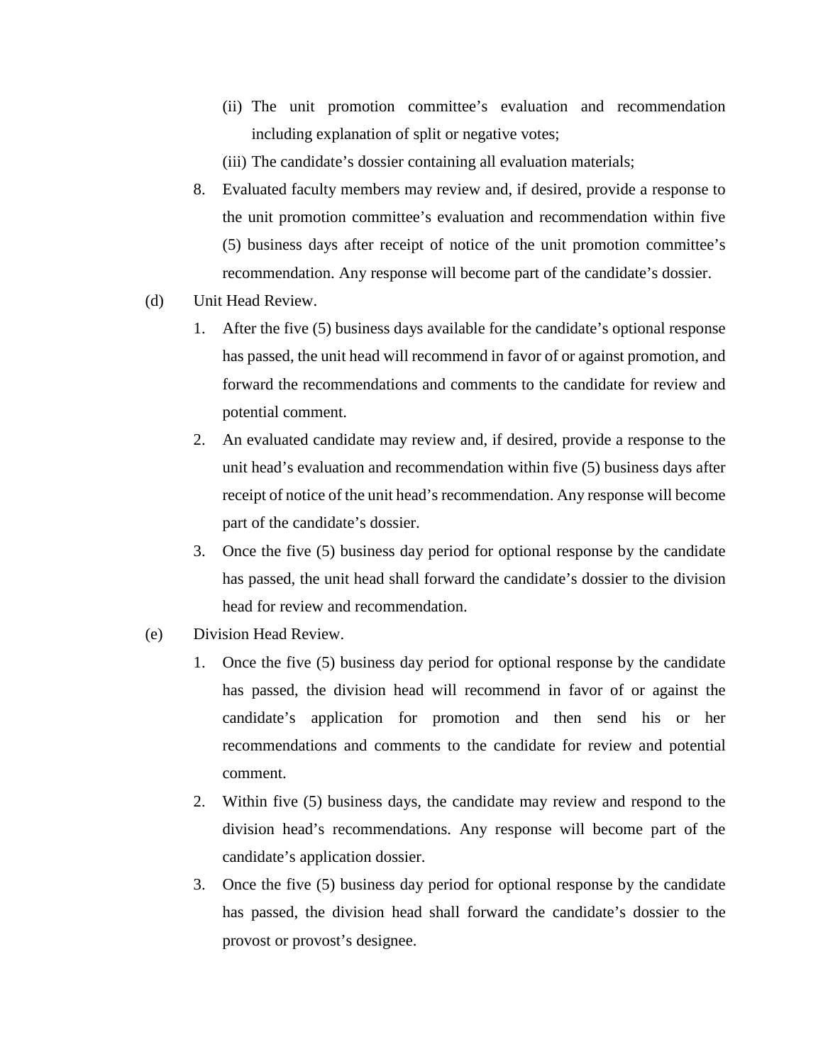(ii) The unit promotion committee's evaluation and recommendation including explanation of split or negative votes;

(iii) The candidate's dossier containing all evaluation materials;

8. Evaluated faculty members may review and, if desired, provide a response to the unit promotion committee's evaluation and recommendation within five (5) business days after receipt of notice of the unit promotion committee's recommendation. Any response will become part of the candidate's dossier.

(d) Unit Head Review.

1. After the five (5) business days available for the candidate's optional response has passed, the unit head will recommend in favor of or against promotion, and forward the recommendations and comments to the candidate for review and potential comment.
2. An evaluated candidate may review and, if desired, provide a response to the unit head's evaluation and recommendation within five (5) business days after receipt of notice of the unit head's recommendation. Any response will become part of the candidate's dossier.
3. Once the five (5) business day period for optional response by the candidate has passed, the unit head shall forward the candidate's dossier to the division head for review and recommendation.

(e) Division Head Review.

1. Once the five (5) business day period for optional response by the candidate has passed, the division head will recommend in favor of or against the candidate's application for promotion and then send his or her recommendations and comments to the candidate for review and potential comment.
2. Within five (5) business days, the candidate may review and respond to the division head's recommendations. Any response will become part of the candidate's application dossier.
3. Once the five (5) business day period for optional response by the candidate has passed, the division head shall forward the candidate's dossier to the provost or provost's designee.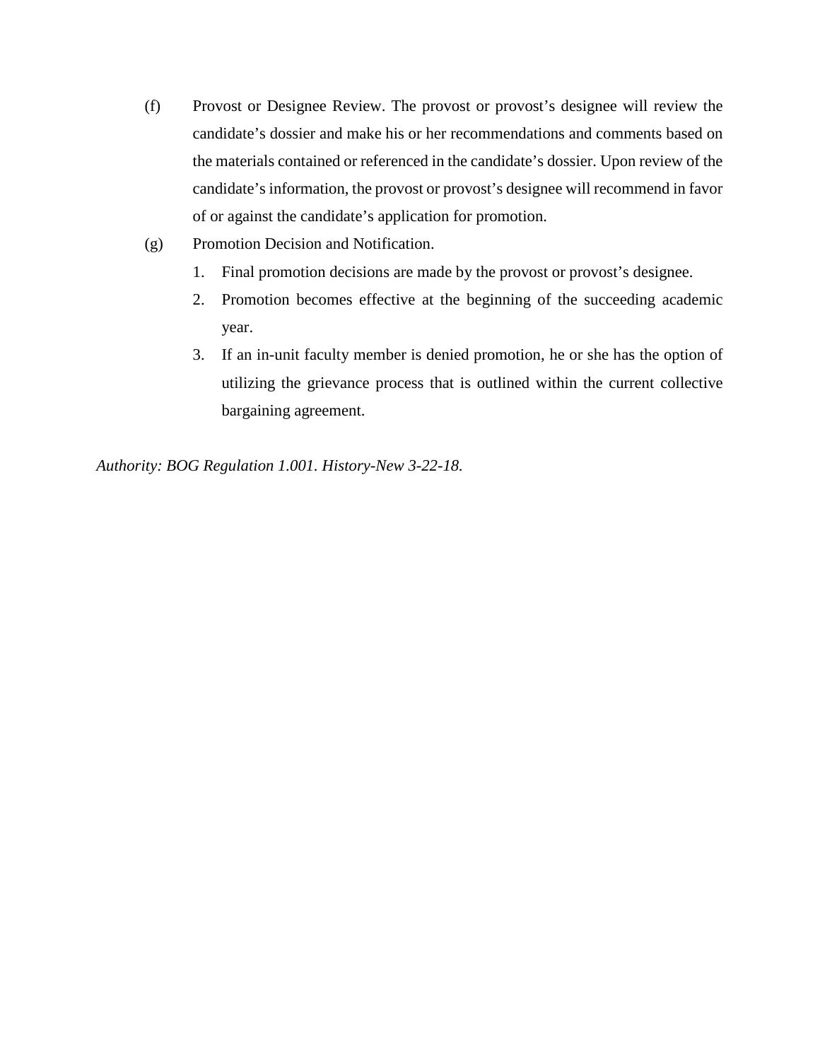(f) Provost or Designee Review. The provost or provost's designee will review the candidate's dossier and make his or her recommendations and comments based on the materials contained or referenced in the candidate's dossier. Upon review of the candidate's information, the provost or provost's designee will recommend in favor of or against the candidate's application for promotion.

(g) Promotion Decision and Notification.

1. Final promotion decisions are made by the provost or provost's designee.
2. Promotion becomes effective at the beginning of the succeeding academic year.
3. If an in-unit faculty member is denied promotion, he or she has the option of utilizing the grievance process that is outlined within the current collective bargaining agreement.

*Authority: BOG Regulation 1.001. History-New 3-22-18.*